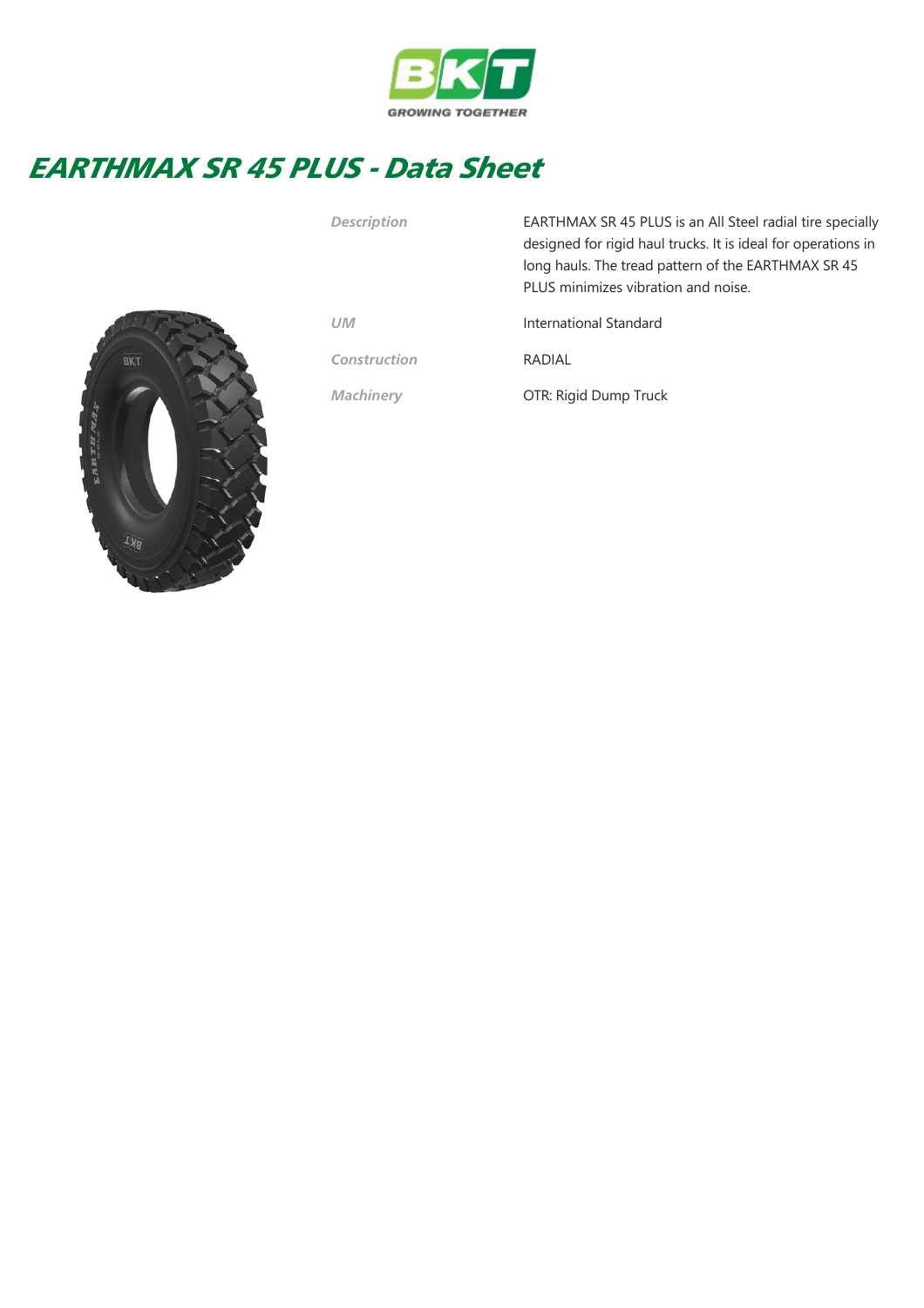# EARTHMAX SR 45 PLUS - Data Sheet

| | |
|---|---|
| *Description* | EARTHMAX SR 45 PLUS is an All Steel radial tire specially designed for rigid haul trucks. It is ideal for operations in long hauls. The tread pattern of the EARTHMAX SR 45 PLUS minimizes vibration and noise. |
| *UM* | International Standard |
| *Construction* | RADIAL |
| *Machinery* | OTR: Rigid Dump Truck |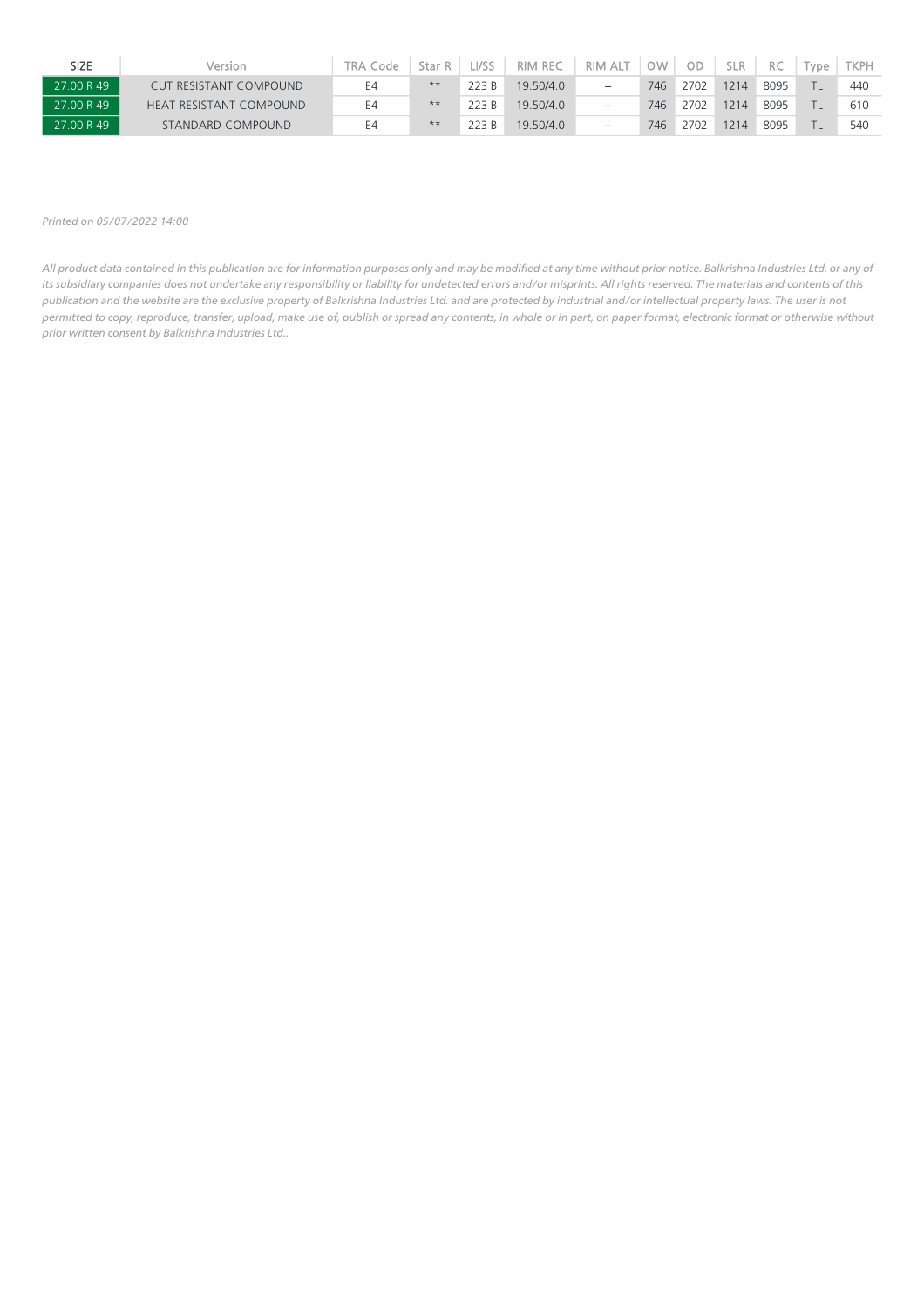| SIZE | Version | TRA Code | Star R | LI/SS | RIM REC | RIM ALT | OW | OD | SLR | RC | Type | TKPH |
|---|---|---|---|---|---|---|---|---|---|---|---|---|
| 27.00 R 49 | CUT RESISTANT COMPOUND | E4 | ** | 223 B | 19.50/4.0 | -- | 746 | 2702 | 1214 | 8095 | TL | 440 |
| 27.00 R 49 | HEAT RESISTANT COMPOUND | E4 | ** | 223 B | 19.50/4.0 | -- | 746 | 2702 | 1214 | 8095 | TL | 610 |
| 27.00 R 49 | STANDARD COMPOUND | E4 | ** | 223 B | 19.50/4.0 | -- | 746 | 2702 | 1214 | 8095 | TL | 540 |

*Printed on 05/07/2022 14:00*

*All product data contained in this publication are for information purposes only and may be modified at any time without prior notice. Balkrishna Industries Ltd. or any of its subsidiary companies does not undertake any responsibility or liability for undetected errors and/or misprints. All rights reserved. The materials and contents of this publication and the website are the exclusive property of Balkrishna Industries Ltd. and are protected by industrial and/or intellectual property laws. The user is not permitted to copy, reproduce, transfer, upload, make use of, publish or spread any contents, in whole or in part, on paper format, electronic format or otherwise without prior written consent by Balkrishna Industries Ltd..*